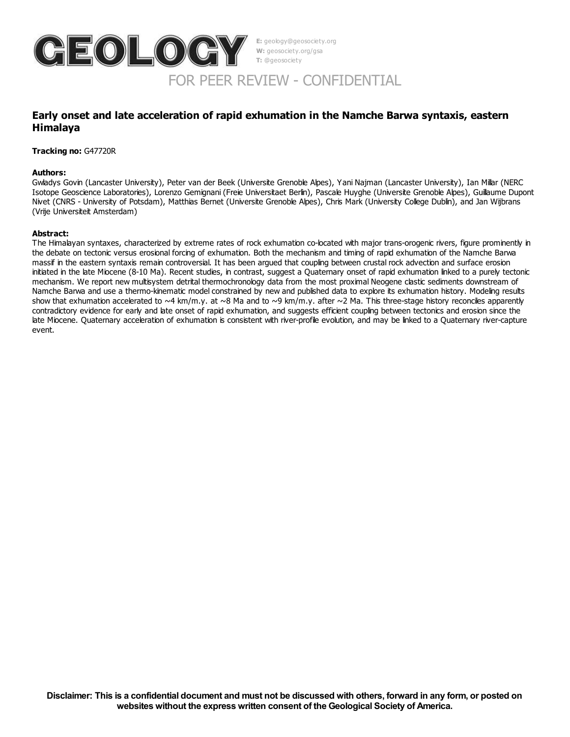# GEOLOGY

**E:** geology@geosociety.org
**W:** geosociety.org/gsa
**T:** @geosociety

FOR PEER REVIEW - CONFIDENTIAL

## Early onset and late acceleration of rapid exhumation in the Namche Barwa syntaxis, eastern Himalaya

**Tracking no:** G47720R

**Authors:**

Gwladys Govin (Lancaster University), Peter van der Beek (Universite Grenoble Alpes), Yani Najman (Lancaster University), Ian Millar (NERC Isotope Geoscience Laboratories), Lorenzo Gemignani (Freie Universitaet Berlin), Pascale Huyghe (Universite Grenoble Alpes), Guillaume Dupont Nivet (CNRS - University of Potsdam), Matthias Bernet (Universite Grenoble Alpes), Chris Mark (University College Dublin), and Jan Wijbrans (Vrije Universiteit Amsterdam)

**Abstract:**

The Himalayan syntaxes, characterized by extreme rates of rock exhumation co-located with major trans-orogenic rivers, figure prominently in the debate on tectonic versus erosional forcing of exhumation. Both the mechanism and timing of rapid exhumation of the Namche Barwa massif in the eastern syntaxis remain controversial. It has been argued that coupling between crustal rock advection and surface erosion initiated in the late Miocene (8-10 Ma). Recent studies, in contrast, suggest a Quaternary onset of rapid exhumation linked to a purely tectonic mechanism. We report new multisystem detrital thermochronology data from the most proximal Neogene clastic sediments downstream of Namche Barwa and use a thermo-kinematic model constrained by new and published data to explore its exhumation history. Modeling results show that exhumation accelerated to ~4 km/m.y. at ~8 Ma and to ~9 km/m.y. after ~2 Ma. This three-stage history reconciles apparently contradictory evidence for early and late onset of rapid exhumation, and suggests efficient coupling between tectonics and erosion since the late Miocene. Quaternary acceleration of exhumation is consistent with river-profile evolution, and may be linked to a Quaternary river-capture event.

**Disclaimer: This is a confidential document and must not be discussed with others, forward in any form, or posted on websites without the express written consent of the Geological Society of America.**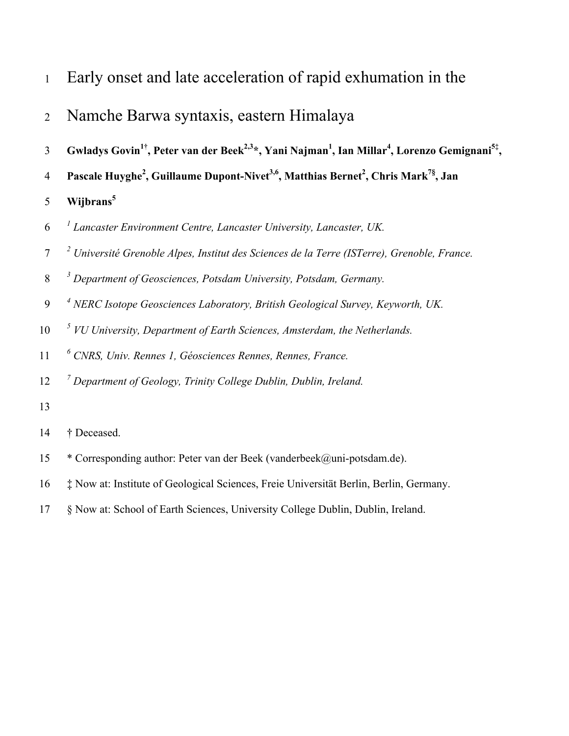# Early onset and late acceleration of rapid exhumation in the Namche Barwa syntaxis, eastern Himalaya

**Gwladys Govin[1†], Peter van der Beek[2,3*], Yani Najman[1], Ian Millar[4], Lorenzo Gemignani[5‡], Pascale Huyghe[2], Guillaume Dupont-Nivet[3,6], Matthias Bernet[2], Chris Mark[7§], Jan Wijbrans[5]**

*[1] Lancaster Environment Centre, Lancaster University, Lancaster, UK.*

*[2] Université Grenoble Alpes, Institut des Sciences de la Terre (ISTerre), Grenoble, France.*

*[3] Department of Geosciences, Potsdam University, Potsdam, Germany.*

*[4] NERC Isotope Geosciences Laboratory, British Geological Survey, Keyworth, UK.*

*[5] VU University, Department of Earth Sciences, Amsterdam, the Netherlands.*

*[6] CNRS, Univ. Rennes 1, Géosciences Rennes, Rennes, France.*

*[7] Department of Geology, Trinity College Dublin, Dublin, Ireland.*

† Deceased.

\* Corresponding author: Peter van der Beek (vanderbeek@uni-potsdam.de).

‡ Now at: Institute of Geological Sciences, Freie Universität Berlin, Berlin, Germany.

§ Now at: School of Earth Sciences, University College Dublin, Dublin, Ireland.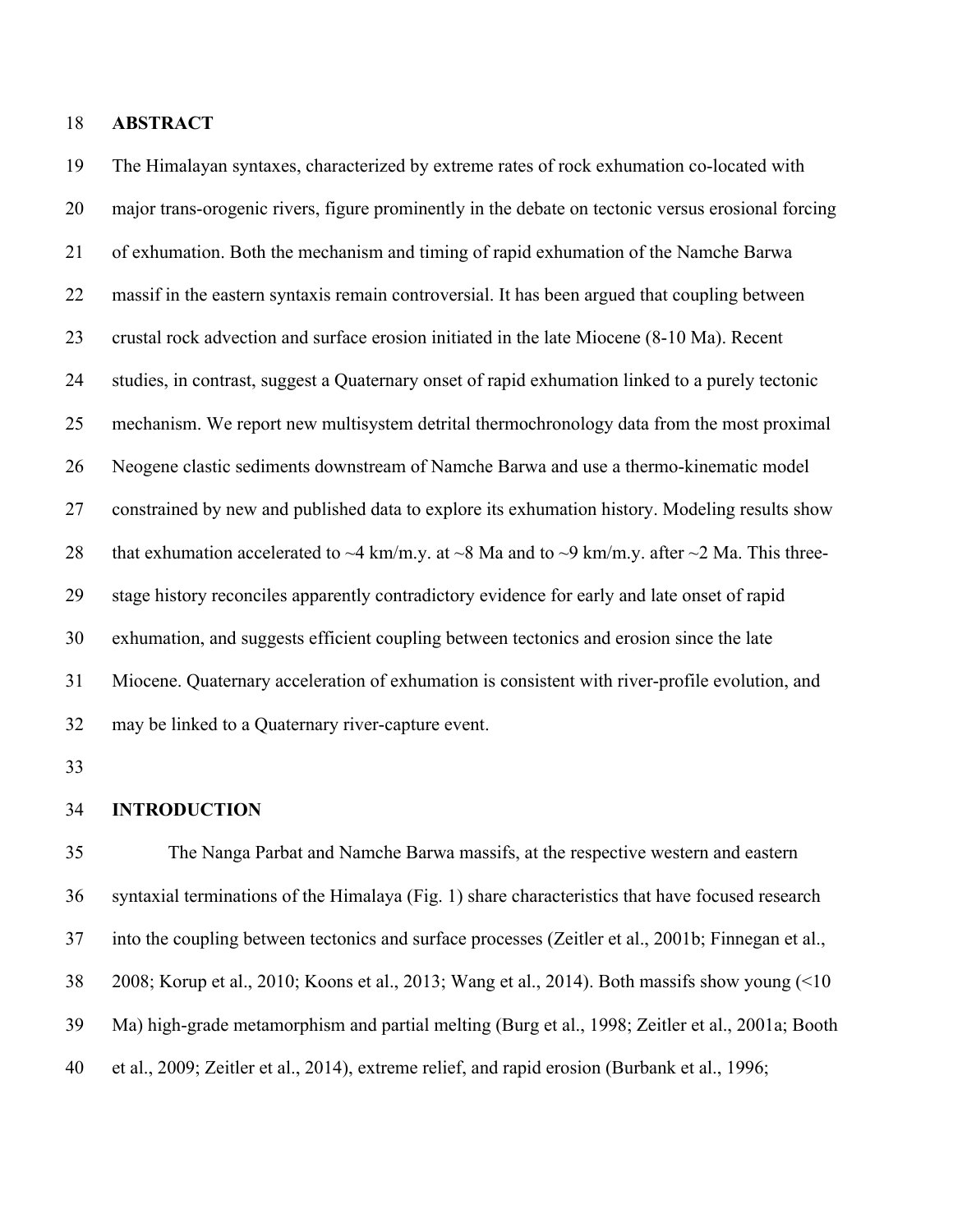## ABSTRACT

The Himalayan syntaxes, characterized by extreme rates of rock exhumation co-located with major trans-orogenic rivers, figure prominently in the debate on tectonic versus erosional forcing of exhumation. Both the mechanism and timing of rapid exhumation of the Namche Barwa massif in the eastern syntaxis remain controversial. It has been argued that coupling between crustal rock advection and surface erosion initiated in the late Miocene (8-10 Ma). Recent studies, in contrast, suggest a Quaternary onset of rapid exhumation linked to a purely tectonic mechanism. We report new multisystem detrital thermochronology data from the most proximal Neogene clastic sediments downstream of Namche Barwa and use a thermo-kinematic model constrained by new and published data to explore its exhumation history. Modeling results show that exhumation accelerated to ~4 km/m.y. at ~8 Ma and to ~9 km/m.y. after ~2 Ma. This three-stage history reconciles apparently contradictory evidence for early and late onset of rapid exhumation, and suggests efficient coupling between tectonics and erosion since the late Miocene. Quaternary acceleration of exhumation is consistent with river-profile evolution, and may be linked to a Quaternary river-capture event.

## INTRODUCTION

The Nanga Parbat and Namche Barwa massifs, at the respective western and eastern syntaxial terminations of the Himalaya (Fig. 1) share characteristics that have focused research into the coupling between tectonics and surface processes (Zeitler et al., 2001b; Finnegan et al., 2008; Korup et al., 2010; Koons et al., 2013; Wang et al., 2014). Both massifs show young (<10 Ma) high-grade metamorphism and partial melting (Burg et al., 1998; Zeitler et al., 2001a; Booth et al., 2009; Zeitler et al., 2014), extreme relief, and rapid erosion (Burbank et al., 1996;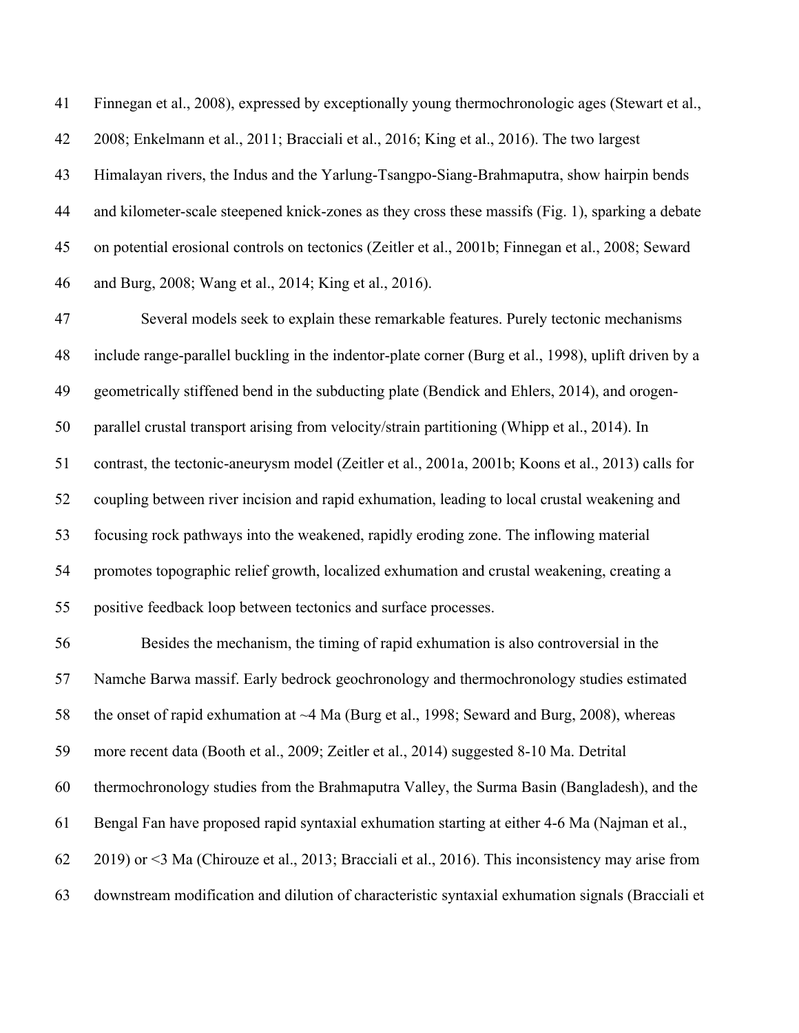Finnegan et al., 2008), expressed by exceptionally young thermochronologic ages (Stewart et al., 2008; Enkelmann et al., 2011; Bracciali et al., 2016; King et al., 2016). The two largest Himalayan rivers, the Indus and the Yarlung-Tsangpo-Siang-Brahmaputra, show hairpin bends and kilometer-scale steepened knick-zones as they cross these massifs (Fig. 1), sparking a debate on potential erosional controls on tectonics (Zeitler et al., 2001b; Finnegan et al., 2008; Seward and Burg, 2008; Wang et al., 2014; King et al., 2016).

Several models seek to explain these remarkable features. Purely tectonic mechanisms include range-parallel buckling in the indentor-plate corner (Burg et al., 1998), uplift driven by a geometrically stiffened bend in the subducting plate (Bendick and Ehlers, 2014), and orogen-parallel crustal transport arising from velocity/strain partitioning (Whipp et al., 2014). In contrast, the tectonic-aneurysm model (Zeitler et al., 2001a, 2001b; Koons et al., 2013) calls for coupling between river incision and rapid exhumation, leading to local crustal weakening and focusing rock pathways into the weakened, rapidly eroding zone. The inflowing material promotes topographic relief growth, localized exhumation and crustal weakening, creating a positive feedback loop between tectonics and surface processes.

Besides the mechanism, the timing of rapid exhumation is also controversial in the Namche Barwa massif. Early bedrock geochronology and thermochronology studies estimated the onset of rapid exhumation at ~4 Ma (Burg et al., 1998; Seward and Burg, 2008), whereas more recent data (Booth et al., 2009; Zeitler et al., 2014) suggested 8-10 Ma. Detrital thermochronology studies from the Brahmaputra Valley, the Surma Basin (Bangladesh), and the Bengal Fan have proposed rapid syntaxial exhumation starting at either 4-6 Ma (Najman et al., 2019) or <3 Ma (Chirouze et al., 2013; Bracciali et al., 2016). This inconsistency may arise from downstream modification and dilution of characteristic syntaxial exhumation signals (Bracciali et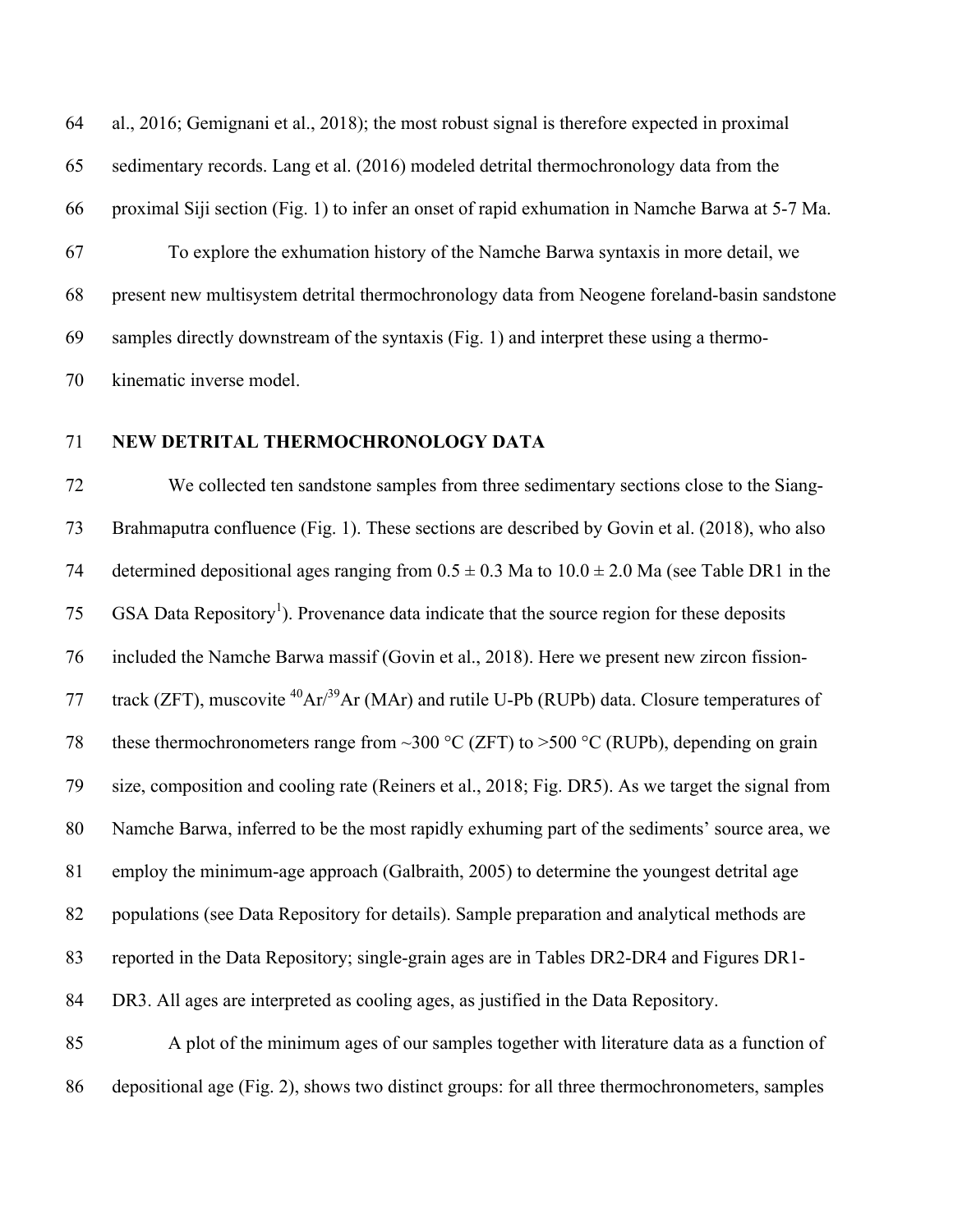al., 2016; Gemignani et al., 2018); the most robust signal is therefore expected in proximal sedimentary records. Lang et al. (2016) modeled detrital thermochronology data from the proximal Siji section (Fig. 1) to infer an onset of rapid exhumation in Namche Barwa at 5-7 Ma.

To explore the exhumation history of the Namche Barwa syntaxis in more detail, we present new multisystem detrital thermochronology data from Neogene foreland-basin sandstone samples directly downstream of the syntaxis (Fig. 1) and interpret these using a thermo-kinematic inverse model.

## NEW DETRITAL THERMOCHRONOLOGY DATA

We collected ten sandstone samples from three sedimentary sections close to the Siang-Brahmaputra confluence (Fig. 1). These sections are described by Govin et al. (2018), who also determined depositional ages ranging from 0.5 ± 0.3 Ma to 10.0 ± 2.0 Ma (see Table DR1 in the GSA Data Repository[1]). Provenance data indicate that the source region for these deposits included the Namche Barwa massif (Govin et al., 2018). Here we present new zircon fission-track (ZFT), muscovite $^{40}Ar/^{39}Ar$ (MAr) and rutile U-Pb (RUPb) data. Closure temperatures of these thermochronometers range from ~300 °C (ZFT) to >500 °C (RUPb), depending on grain size, composition and cooling rate (Reiners et al., 2018; Fig. DR5). As we target the signal from Namche Barwa, inferred to be the most rapidly exhuming part of the sediments' source area, we employ the minimum-age approach (Galbraith, 2005) to determine the youngest detrital age populations (see Data Repository for details). Sample preparation and analytical methods are reported in the Data Repository; single-grain ages are in Tables DR2-DR4 and Figures DR1-DR3. All ages are interpreted as cooling ages, as justified in the Data Repository.

A plot of the minimum ages of our samples together with literature data as a function of depositional age (Fig. 2), shows two distinct groups: for all three thermochronometers, samples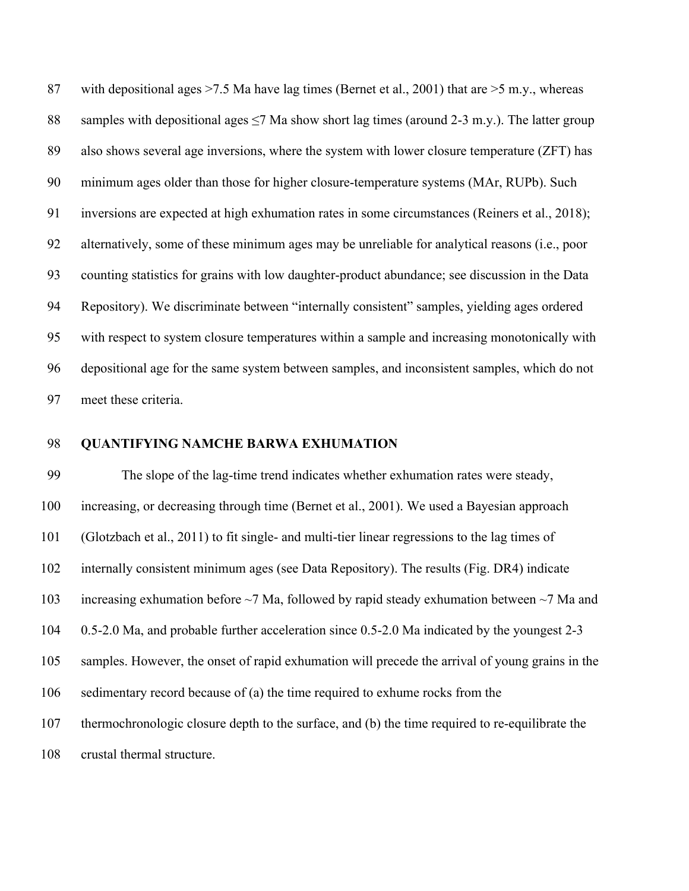with depositional ages >7.5 Ma have lag times (Bernet et al., 2001) that are >5 m.y., whereas samples with depositional ages ≤7 Ma show short lag times (around 2-3 m.y.). The latter group also shows several age inversions, where the system with lower closure temperature (ZFT) has minimum ages older than those for higher closure-temperature systems (MAr, RUPb). Such inversions are expected at high exhumation rates in some circumstances (Reiners et al., 2018); alternatively, some of these minimum ages may be unreliable for analytical reasons (i.e., poor counting statistics for grains with low daughter-product abundance; see discussion in the Data Repository). We discriminate between "internally consistent" samples, yielding ages ordered with respect to system closure temperatures within a sample and increasing monotonically with depositional age for the same system between samples, and inconsistent samples, which do not meet these criteria.

## QUANTIFYING NAMCHE BARWA EXHUMATION

The slope of the lag-time trend indicates whether exhumation rates were steady, increasing, or decreasing through time (Bernet et al., 2001). We used a Bayesian approach (Glotzbach et al., 2011) to fit single- and multi-tier linear regressions to the lag times of internally consistent minimum ages (see Data Repository). The results (Fig. DR4) indicate increasing exhumation before ~7 Ma, followed by rapid steady exhumation between ~7 Ma and 0.5-2.0 Ma, and probable further acceleration since 0.5-2.0 Ma indicated by the youngest 2-3 samples. However, the onset of rapid exhumation will precede the arrival of young grains in the sedimentary record because of (a) the time required to exhume rocks from the thermochronologic closure depth to the surface, and (b) the time required to re-equilibrate the crustal thermal structure.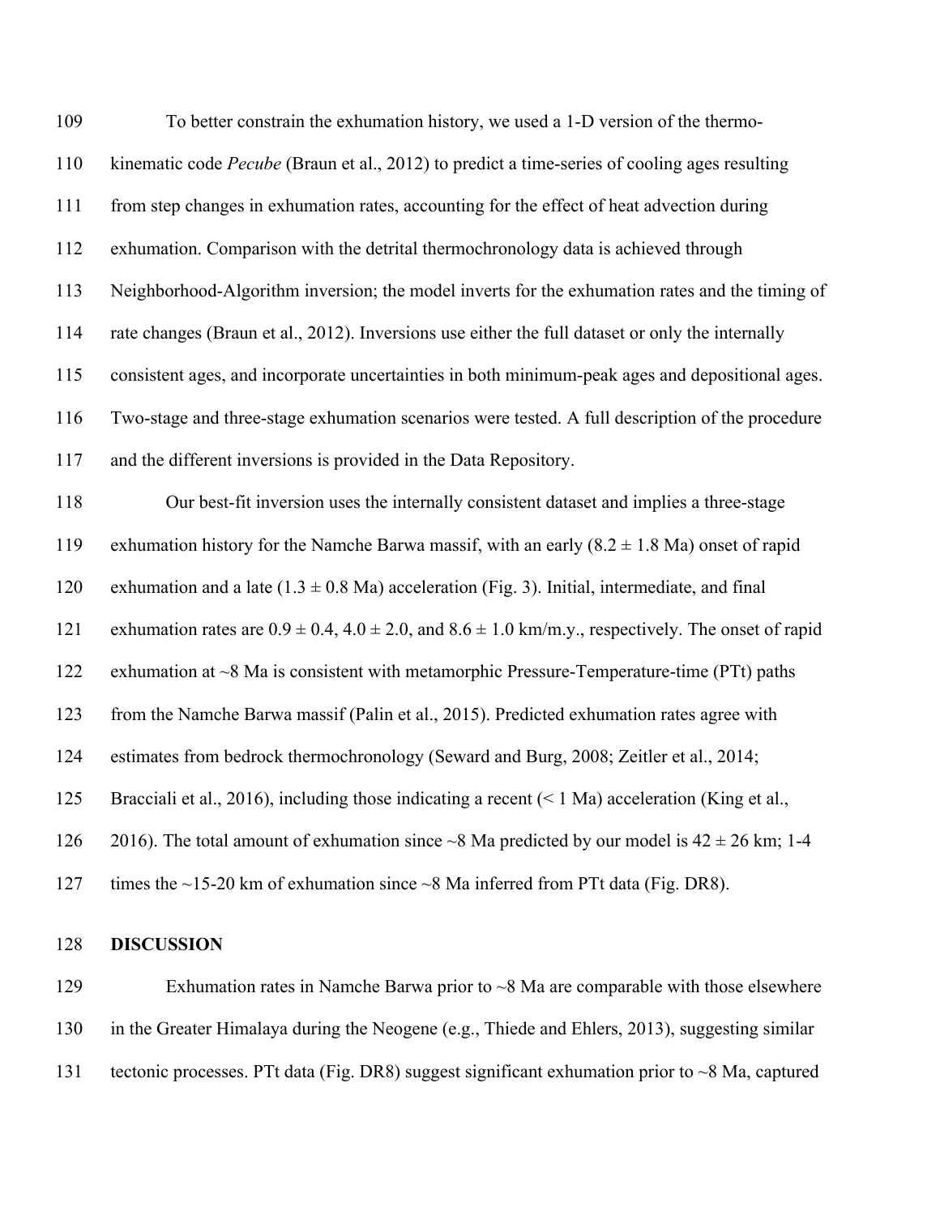To better constrain the exhumation history, we used a 1-D version of the thermo-kinematic code *Pecube* (Braun et al., 2012) to predict a time-series of cooling ages resulting from step changes in exhumation rates, accounting for the effect of heat advection during exhumation. Comparison with the detrital thermochronology data is achieved through Neighborhood-Algorithm inversion; the model inverts for the exhumation rates and the timing of rate changes (Braun et al., 2012). Inversions use either the full dataset or only the internally consistent ages, and incorporate uncertainties in both minimum-peak ages and depositional ages. Two-stage and three-stage exhumation scenarios were tested. A full description of the procedure and the different inversions is provided in the Data Repository.

Our best-fit inversion uses the internally consistent dataset and implies a three-stage exhumation history for the Namche Barwa massif, with an early ($8.2 \pm 1.8$ Ma) onset of rapid exhumation and a late ($1.3 \pm 0.8$ Ma) acceleration (Fig. 3). Initial, intermediate, and final exhumation rates are $0.9 \pm 0.4$, $4.0 \pm 2.0$, and $8.6 \pm 1.0$ km/m.y., respectively. The onset of rapid exhumation at ~8 Ma is consistent with metamorphic Pressure-Temperature-time (PTt) paths from the Namche Barwa massif (Palin et al., 2015). Predicted exhumation rates agree with estimates from bedrock thermochronology (Seward and Burg, 2008; Zeitler et al., 2014; Bracciali et al., 2016), including those indicating a recent (< 1 Ma) acceleration (King et al., 2016). The total amount of exhumation since ~8 Ma predicted by our model is $42 \pm 26$ km; 1-4 times the ~15-20 km of exhumation since ~8 Ma inferred from PTt data (Fig. DR8).

## DISCUSSION

Exhumation rates in Namche Barwa prior to ~8 Ma are comparable with those elsewhere in the Greater Himalaya during the Neogene (e.g., Thiede and Ehlers, 2013), suggesting similar tectonic processes. PTt data (Fig. DR8) suggest significant exhumation prior to ~8 Ma, captured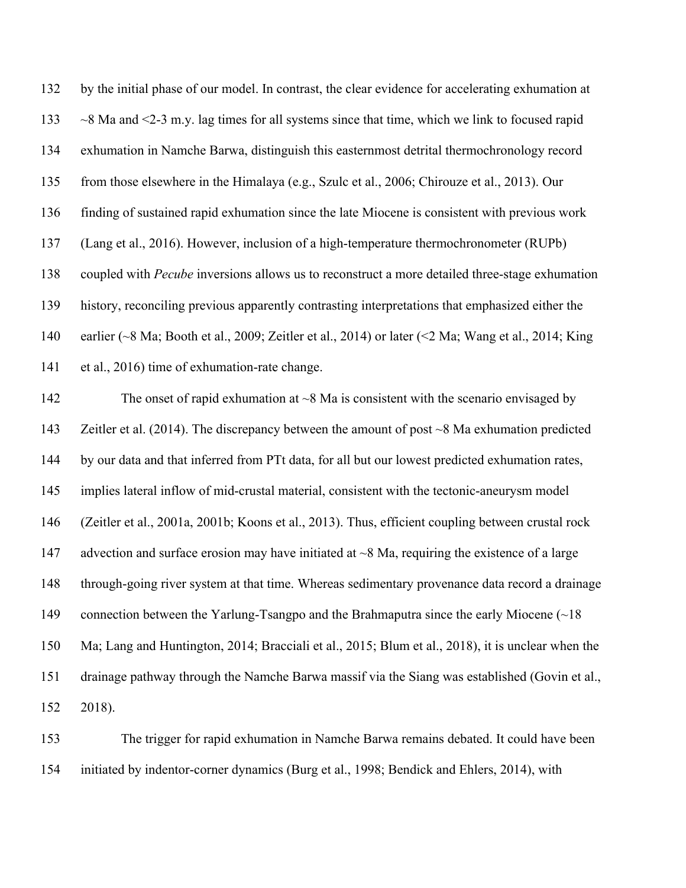by the initial phase of our model. In contrast, the clear evidence for accelerating exhumation at ~8 Ma and <2-3 m.y. lag times for all systems since that time, which we link to focused rapid exhumation in Namche Barwa, distinguish this easternmost detrital thermochronology record from those elsewhere in the Himalaya (e.g., Szulc et al., 2006; Chirouze et al., 2013). Our finding of sustained rapid exhumation since the late Miocene is consistent with previous work (Lang et al., 2016). However, inclusion of a high-temperature thermochronometer (RUPb) coupled with *Pecube* inversions allows us to reconstruct a more detailed three-stage exhumation history, reconciling previous apparently contrasting interpretations that emphasized either the earlier (~8 Ma; Booth et al., 2009; Zeitler et al., 2014) or later (<2 Ma; Wang et al., 2014; King et al., 2016) time of exhumation-rate change.

The onset of rapid exhumation at ~8 Ma is consistent with the scenario envisaged by Zeitler et al. (2014). The discrepancy between the amount of post ~8 Ma exhumation predicted by our data and that inferred from PTt data, for all but our lowest predicted exhumation rates, implies lateral inflow of mid-crustal material, consistent with the tectonic-aneurysm model (Zeitler et al., 2001a, 2001b; Koons et al., 2013). Thus, efficient coupling between crustal rock advection and surface erosion may have initiated at ~8 Ma, requiring the existence of a large through-going river system at that time. Whereas sedimentary provenance data record a drainage connection between the Yarlung-Tsangpo and the Brahmaputra since the early Miocene (~18 Ma; Lang and Huntington, 2014; Bracciali et al., 2015; Blum et al., 2018), it is unclear when the drainage pathway through the Namche Barwa massif via the Siang was established (Govin et al., 2018).

The trigger for rapid exhumation in Namche Barwa remains debated. It could have been initiated by indentor-corner dynamics (Burg et al., 1998; Bendick and Ehlers, 2014), with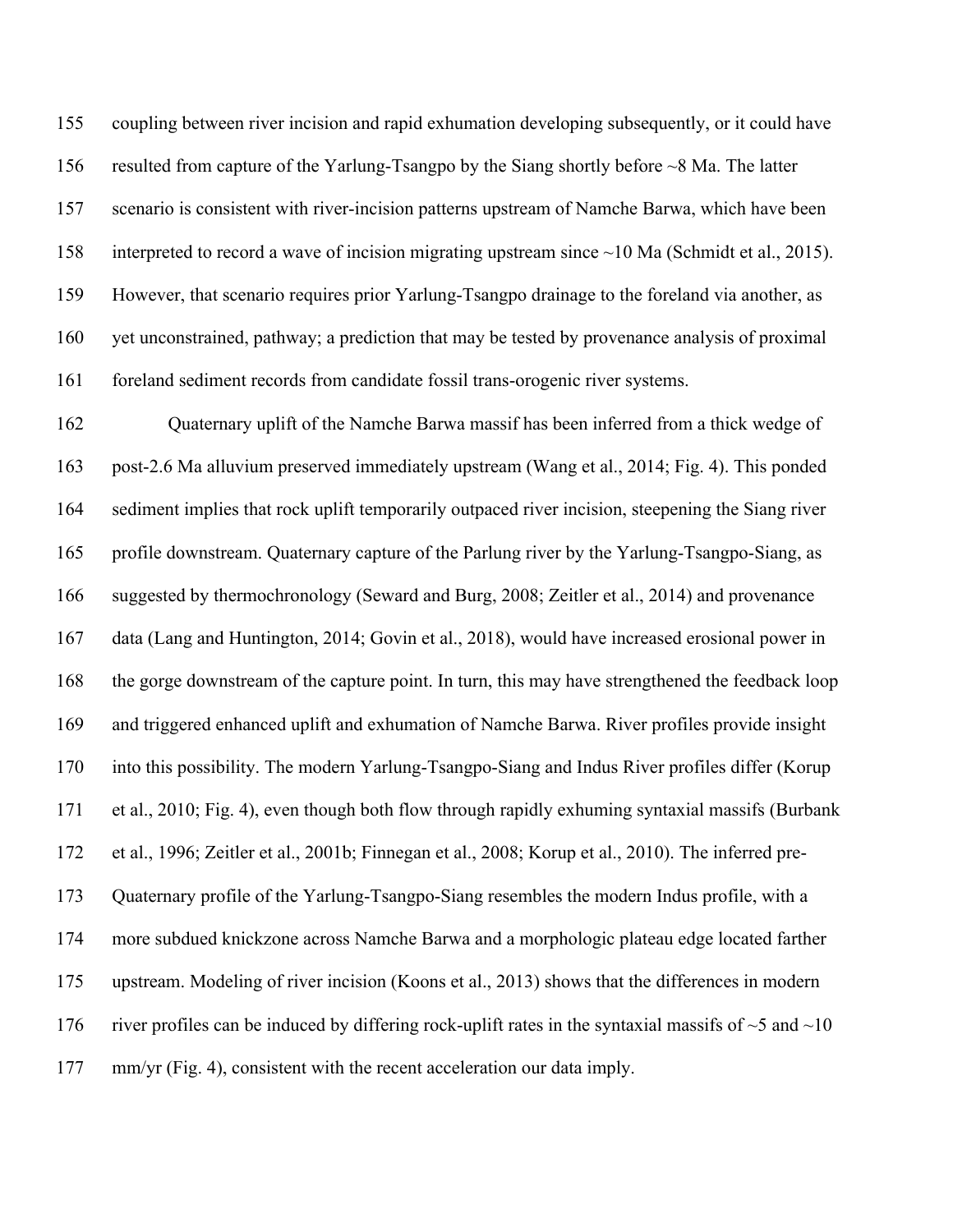coupling between river incision and rapid exhumation developing subsequently, or it could have resulted from capture of the Yarlung-Tsangpo by the Siang shortly before ~8 Ma. The latter scenario is consistent with river-incision patterns upstream of Namche Barwa, which have been interpreted to record a wave of incision migrating upstream since ~10 Ma (Schmidt et al., 2015). However, that scenario requires prior Yarlung-Tsangpo drainage to the foreland via another, as yet unconstrained, pathway; a prediction that may be tested by provenance analysis of proximal foreland sediment records from candidate fossil trans-orogenic river systems.

Quaternary uplift of the Namche Barwa massif has been inferred from a thick wedge of post-2.6 Ma alluvium preserved immediately upstream (Wang et al., 2014; Fig. 4). This ponded sediment implies that rock uplift temporarily outpaced river incision, steepening the Siang river profile downstream. Quaternary capture of the Parlung river by the Yarlung-Tsangpo-Siang, as suggested by thermochronology (Seward and Burg, 2008; Zeitler et al., 2014) and provenance data (Lang and Huntington, 2014; Govin et al., 2018), would have increased erosional power in the gorge downstream of the capture point. In turn, this may have strengthened the feedback loop and triggered enhanced uplift and exhumation of Namche Barwa. River profiles provide insight into this possibility. The modern Yarlung-Tsangpo-Siang and Indus River profiles differ (Korup et al., 2010; Fig. 4), even though both flow through rapidly exhuming syntaxial massifs (Burbank et al., 1996; Zeitler et al., 2001b; Finnegan et al., 2008; Korup et al., 2010). The inferred pre-Quaternary profile of the Yarlung-Tsangpo-Siang resembles the modern Indus profile, with a more subdued knickzone across Namche Barwa and a morphologic plateau edge located farther upstream. Modeling of river incision (Koons et al., 2013) shows that the differences in modern river profiles can be induced by differing rock-uplift rates in the syntaxial massifs of ~5 and ~10 mm/yr (Fig. 4), consistent with the recent acceleration our data imply.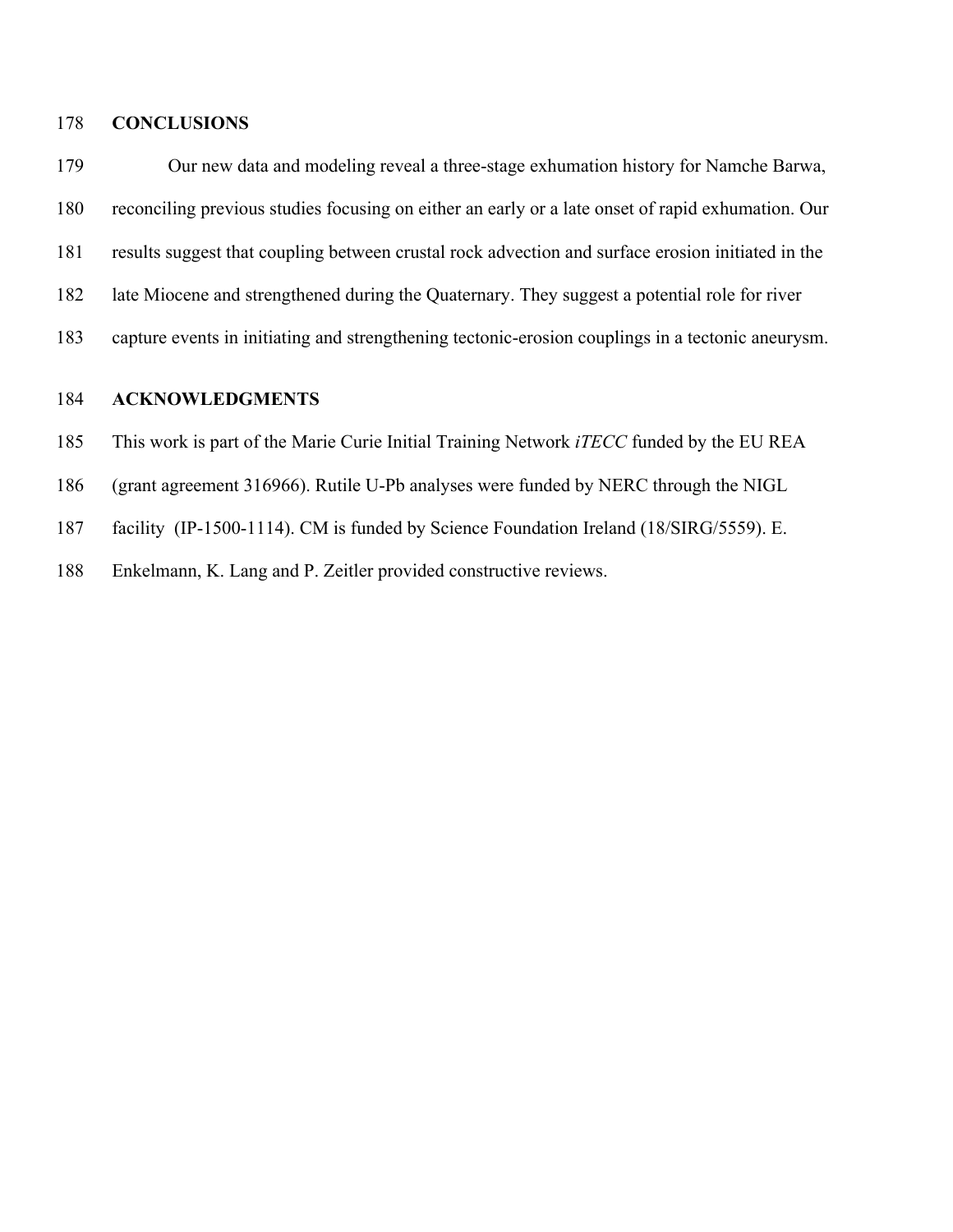## CONCLUSIONS

Our new data and modeling reveal a three-stage exhumation history for Namche Barwa, reconciling previous studies focusing on either an early or a late onset of rapid exhumation. Our results suggest that coupling between crustal rock advection and surface erosion initiated in the late Miocene and strengthened during the Quaternary. They suggest a potential role for river capture events in initiating and strengthening tectonic-erosion couplings in a tectonic aneurysm.

## ACKNOWLEDGMENTS

This work is part of the Marie Curie Initial Training Network *iTECC* funded by the EU REA (grant agreement 316966). Rutile U-Pb analyses were funded by NERC through the NIGL facility (IP-1500-1114). CM is funded by Science Foundation Ireland (18/SIRG/5559). E. Enkelmann, K. Lang and P. Zeitler provided constructive reviews.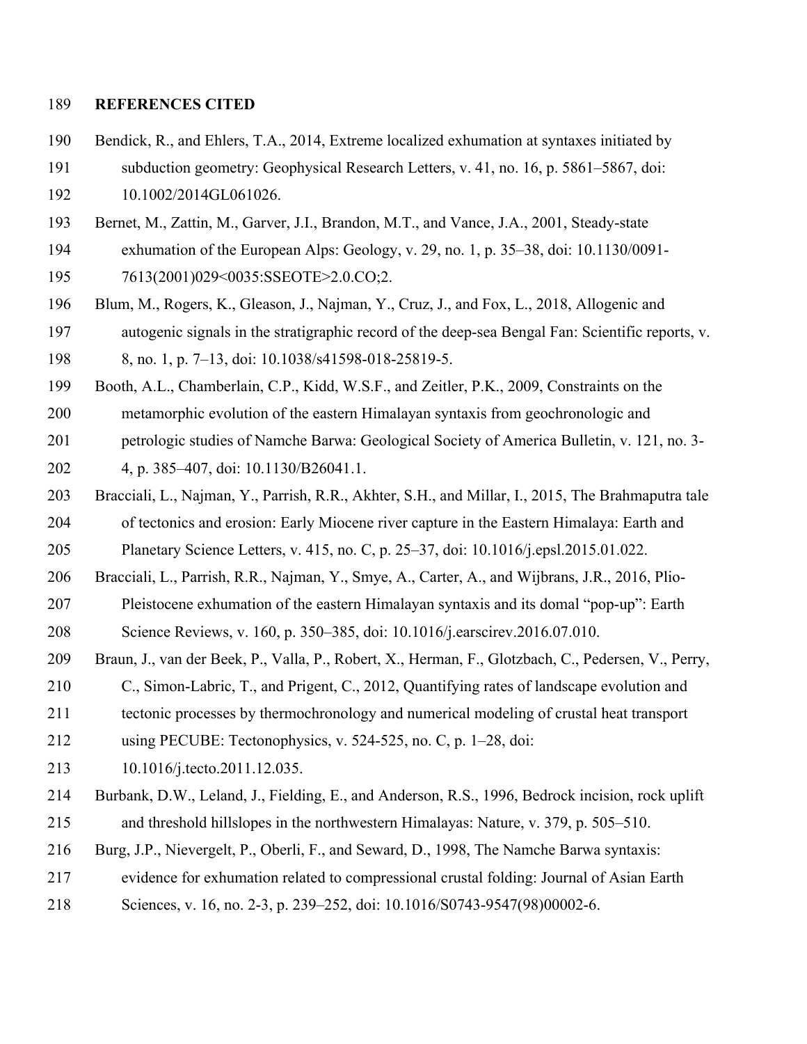## REFERENCES CITED

Bendick, R., and Ehlers, T.A., 2014, Extreme localized exhumation at syntaxes initiated by subduction geometry: Geophysical Research Letters, v. 41, no. 16, p. 5861–5867, doi: 10.1002/2014GL061026.

Bernet, M., Zattin, M., Garver, J.I., Brandon, M.T., and Vance, J.A., 2001, Steady-state exhumation of the European Alps: Geology, v. 29, no. 1, p. 35–38, doi: 10.1130/0091-7613(2001)029<0035:SSEOTE>2.0.CO;2.

Blum, M., Rogers, K., Gleason, J., Najman, Y., Cruz, J., and Fox, L., 2018, Allogenic and autogenic signals in the stratigraphic record of the deep-sea Bengal Fan: Scientific reports, v. 8, no. 1, p. 7–13, doi: 10.1038/s41598-018-25819-5.

Booth, A.L., Chamberlain, C.P., Kidd, W.S.F., and Zeitler, P.K., 2009, Constraints on the metamorphic evolution of the eastern Himalayan syntaxis from geochronologic and petrologic studies of Namche Barwa: Geological Society of America Bulletin, v. 121, no. 3-4, p. 385–407, doi: 10.1130/B26041.1.

Bracciali, L., Najman, Y., Parrish, R.R., Akhter, S.H., and Millar, I., 2015, The Brahmaputra tale of tectonics and erosion: Early Miocene river capture in the Eastern Himalaya: Earth and Planetary Science Letters, v. 415, no. C, p. 25–37, doi: 10.1016/j.epsl.2015.01.022.

Bracciali, L., Parrish, R.R., Najman, Y., Smye, A., Carter, A., and Wijbrans, J.R., 2016, Plio-Pleistocene exhumation of the eastern Himalayan syntaxis and its domal "pop-up": Earth Science Reviews, v. 160, p. 350–385, doi: 10.1016/j.earscirev.2016.07.010.

Braun, J., van der Beek, P., Valla, P., Robert, X., Herman, F., Glotzbach, C., Pedersen, V., Perry, C., Simon-Labric, T., and Prigent, C., 2012, Quantifying rates of landscape evolution and tectonic processes by thermochronology and numerical modeling of crustal heat transport using PECUBE: Tectonophysics, v. 524-525, no. C, p. 1–28, doi: 10.1016/j.tecto.2011.12.035.

Burbank, D.W., Leland, J., Fielding, E., and Anderson, R.S., 1996, Bedrock incision, rock uplift and threshold hillslopes in the northwestern Himalayas: Nature, v. 379, p. 505–510.

Burg, J.P., Nievergelt, P., Oberli, F., and Seward, D., 1998, The Namche Barwa syntaxis: evidence for exhumation related to compressional crustal folding: Journal of Asian Earth Sciences, v. 16, no. 2-3, p. 239–252, doi: 10.1016/S0743-9547(98)00002-6.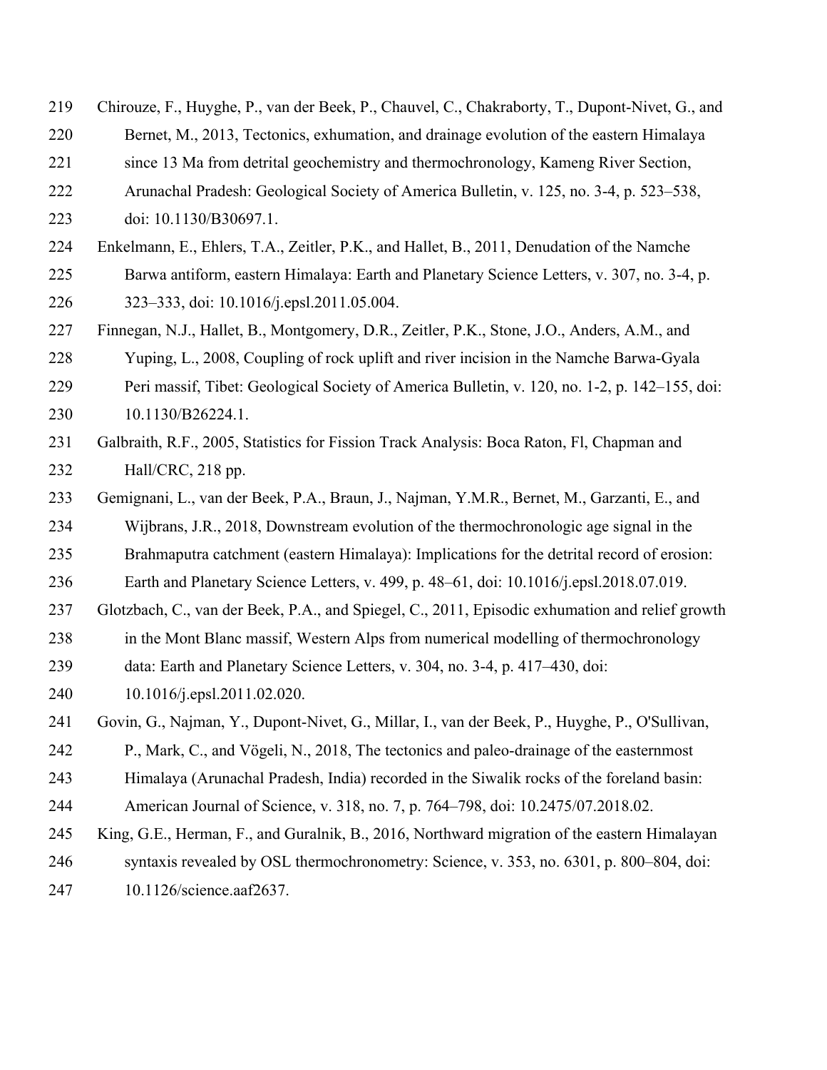Chirouze, F., Huyghe, P., van der Beek, P., Chauvel, C., Chakraborty, T., Dupont-Nivet, G., and Bernet, M., 2013, Tectonics, exhumation, and drainage evolution of the eastern Himalaya since 13 Ma from detrital geochemistry and thermochronology, Kameng River Section, Arunachal Pradesh: Geological Society of America Bulletin, v. 125, no. 3-4, p. 523–538, doi: 10.1130/B30697.1.

Enkelmann, E., Ehlers, T.A., Zeitler, P.K., and Hallet, B., 2011, Denudation of the Namche Barwa antiform, eastern Himalaya: Earth and Planetary Science Letters, v. 307, no. 3-4, p. 323–333, doi: 10.1016/j.epsl.2011.05.004.

Finnegan, N.J., Hallet, B., Montgomery, D.R., Zeitler, P.K., Stone, J.O., Anders, A.M., and Yuping, L., 2008, Coupling of rock uplift and river incision in the Namche Barwa-Gyala Peri massif, Tibet: Geological Society of America Bulletin, v. 120, no. 1-2, p. 142–155, doi: 10.1130/B26224.1.

Galbraith, R.F., 2005, Statistics for Fission Track Analysis: Boca Raton, Fl, Chapman and Hall/CRC, 218 pp.

Gemignani, L., van der Beek, P.A., Braun, J., Najman, Y.M.R., Bernet, M., Garzanti, E., and Wijbrans, J.R., 2018, Downstream evolution of the thermochronologic age signal in the Brahmaputra catchment (eastern Himalaya): Implications for the detrital record of erosion: Earth and Planetary Science Letters, v. 499, p. 48–61, doi: 10.1016/j.epsl.2018.07.019.

Glotzbach, C., van der Beek, P.A., and Spiegel, C., 2011, Episodic exhumation and relief growth in the Mont Blanc massif, Western Alps from numerical modelling of thermochronology data: Earth and Planetary Science Letters, v. 304, no. 3-4, p. 417–430, doi: 10.1016/j.epsl.2011.02.020.

Govin, G., Najman, Y., Dupont-Nivet, G., Millar, I., van der Beek, P., Huyghe, P., O'Sullivan, P., Mark, C., and Vögeli, N., 2018, The tectonics and paleo-drainage of the easternmost Himalaya (Arunachal Pradesh, India) recorded in the Siwalik rocks of the foreland basin: American Journal of Science, v. 318, no. 7, p. 764–798, doi: 10.2475/07.2018.02.

King, G.E., Herman, F., and Guralnik, B., 2016, Northward migration of the eastern Himalayan syntaxis revealed by OSL thermochronometry: Science, v. 353, no. 6301, p. 800–804, doi: 10.1126/science.aaf2637.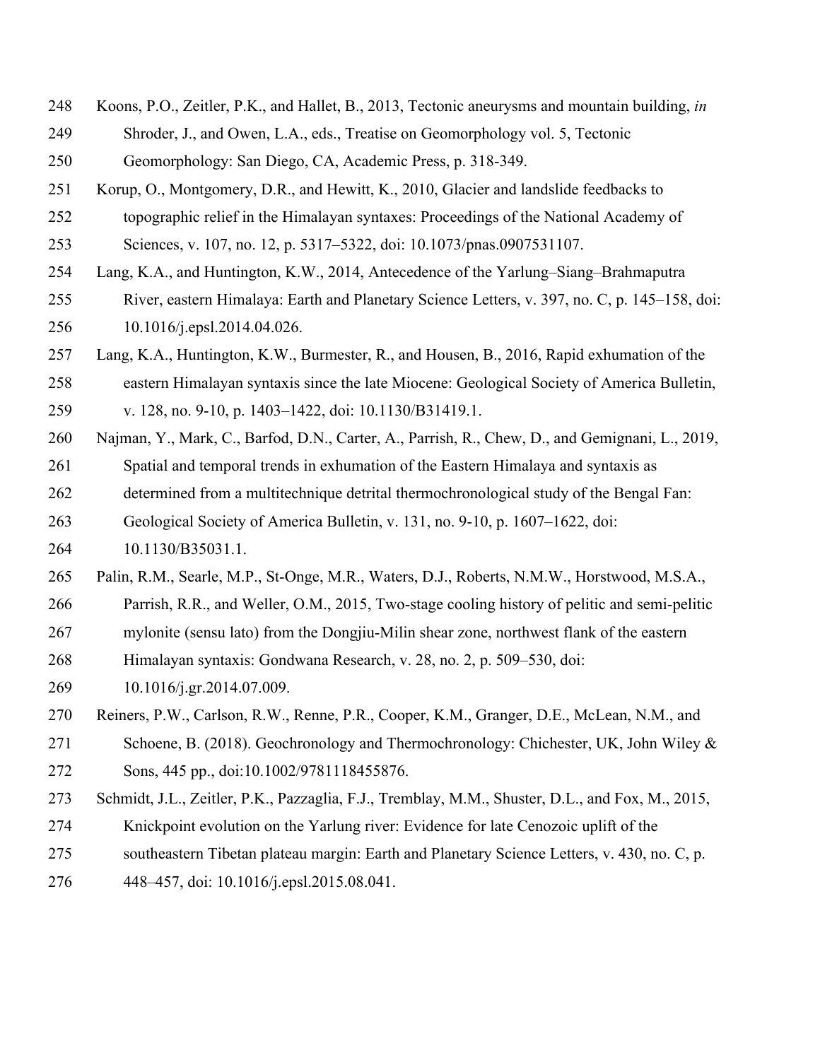Koons, P.O., Zeitler, P.K., and Hallet, B., 2013, Tectonic aneurysms and mountain building, *in* Shroder, J., and Owen, L.A., eds., Treatise on Geomorphology vol. 5, Tectonic Geomorphology: San Diego, CA, Academic Press, p. 318-349.

Korup, O., Montgomery, D.R., and Hewitt, K., 2010, Glacier and landslide feedbacks to topographic relief in the Himalayan syntaxes: Proceedings of the National Academy of Sciences, v. 107, no. 12, p. 5317–5322, doi: 10.1073/pnas.0907531107.

Lang, K.A., and Huntington, K.W., 2014, Antecedence of the Yarlung–Siang–Brahmaputra River, eastern Himalaya: Earth and Planetary Science Letters, v. 397, no. C, p. 145–158, doi: 10.1016/j.epsl.2014.04.026.

Lang, K.A., Huntington, K.W., Burmester, R., and Housen, B., 2016, Rapid exhumation of the eastern Himalayan syntaxis since the late Miocene: Geological Society of America Bulletin, v. 128, no. 9-10, p. 1403–1422, doi: 10.1130/B31419.1.

Najman, Y., Mark, C., Barfod, D.N., Carter, A., Parrish, R., Chew, D., and Gemignani, L., 2019, Spatial and temporal trends in exhumation of the Eastern Himalaya and syntaxis as determined from a multitechnique detrital thermochronological study of the Bengal Fan: Geological Society of America Bulletin, v. 131, no. 9-10, p. 1607–1622, doi: 10.1130/B35031.1.

Palin, R.M., Searle, M.P., St-Onge, M.R., Waters, D.J., Roberts, N.M.W., Horstwood, M.S.A., Parrish, R.R., and Weller, O.M., 2015, Two-stage cooling history of pelitic and semi-pelitic mylonite (sensu lato) from the Dongjiu-Milin shear zone, northwest flank of the eastern Himalayan syntaxis: Gondwana Research, v. 28, no. 2, p. 509–530, doi: 10.1016/j.gr.2014.07.009.

Reiners, P.W., Carlson, R.W., Renne, P.R., Cooper, K.M., Granger, D.E., McLean, N.M., and Schoene, B. (2018). Geochronology and Thermochronology: Chichester, UK, John Wiley & Sons, 445 pp., doi:10.1002/9781118455876.

Schmidt, J.L., Zeitler, P.K., Pazzaglia, F.J., Tremblay, M.M., Shuster, D.L., and Fox, M., 2015, Knickpoint evolution on the Yarlung river: Evidence for late Cenozoic uplift of the southeastern Tibetan plateau margin: Earth and Planetary Science Letters, v. 430, no. C, p. 448–457, doi: 10.1016/j.epsl.2015.08.041.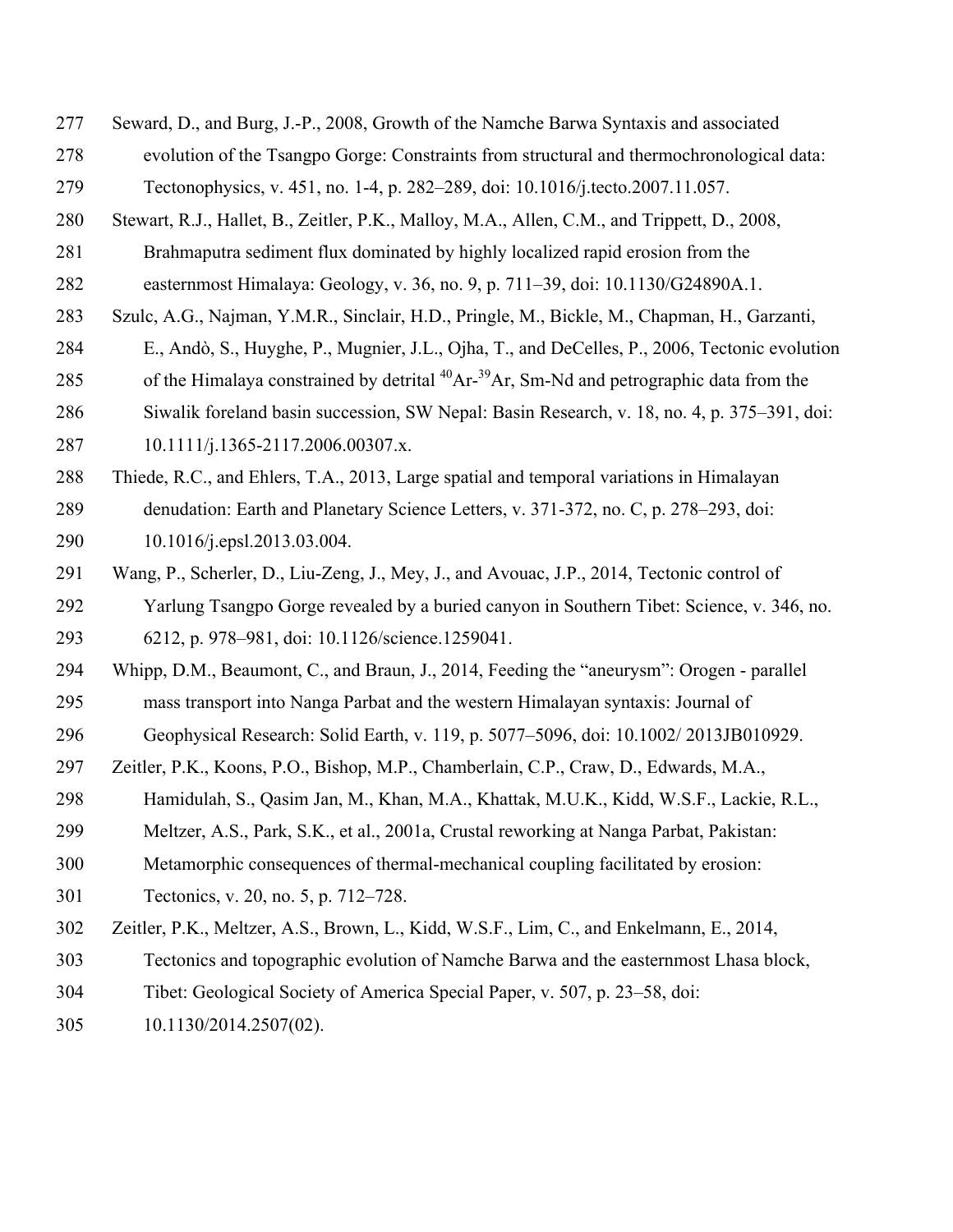Seward, D., and Burg, J.-P., 2008, Growth of the Namche Barwa Syntaxis and associated evolution of the Tsangpo Gorge: Constraints from structural and thermochronological data: Tectonophysics, v. 451, no. 1-4, p. 282–289, doi: 10.1016/j.tecto.2007.11.057.

Stewart, R.J., Hallet, B., Zeitler, P.K., Malloy, M.A., Allen, C.M., and Trippett, D., 2008, Brahmaputra sediment flux dominated by highly localized rapid erosion from the easternmost Himalaya: Geology, v. 36, no. 9, p. 711–39, doi: 10.1130/G24890A.1.

Szulc, A.G., Najman, Y.M.R., Sinclair, H.D., Pringle, M., Bickle, M., Chapman, H., Garzanti, E., Andò, S., Huyghe, P., Mugnier, J.L., Ojha, T., and DeCelles, P., 2006, Tectonic evolution of the Himalaya constrained by detrital $^{40}$Ar-$^{39}$Ar, Sm-Nd and petrographic data from the Siwalik foreland basin succession, SW Nepal: Basin Research, v. 18, no. 4, p. 375–391, doi: 10.1111/j.1365-2117.2006.00307.x.

Thiede, R.C., and Ehlers, T.A., 2013, Large spatial and temporal variations in Himalayan denudation: Earth and Planetary Science Letters, v. 371-372, no. C, p. 278–293, doi: 10.1016/j.epsl.2013.03.004.

Wang, P., Scherler, D., Liu-Zeng, J., Mey, J., and Avouac, J.P., 2014, Tectonic control of Yarlung Tsangpo Gorge revealed by a buried canyon in Southern Tibet: Science, v. 346, no. 6212, p. 978–981, doi: 10.1126/science.1259041.

Whipp, D.M., Beaumont, C., and Braun, J., 2014, Feeding the "aneurysm": Orogen - parallel mass transport into Nanga Parbat and the western Himalayan syntaxis: Journal of Geophysical Research: Solid Earth, v. 119, p. 5077–5096, doi: 10.1002/ 2013JB010929.

Zeitler, P.K., Koons, P.O., Bishop, M.P., Chamberlain, C.P., Craw, D., Edwards, M.A., Hamidulah, S., Qasim Jan, M., Khan, M.A., Khattak, M.U.K., Kidd, W.S.F., Lackie, R.L., Meltzer, A.S., Park, S.K., et al., 2001a, Crustal reworking at Nanga Parbat, Pakistan: Metamorphic consequences of thermal-mechanical coupling facilitated by erosion: Tectonics, v. 20, no. 5, p. 712–728.

Zeitler, P.K., Meltzer, A.S., Brown, L., Kidd, W.S.F., Lim, C., and Enkelmann, E., 2014, Tectonics and topographic evolution of Namche Barwa and the easternmost Lhasa block, Tibet: Geological Society of America Special Paper, v. 507, p. 23–58, doi: 10.1130/2014.2507(02).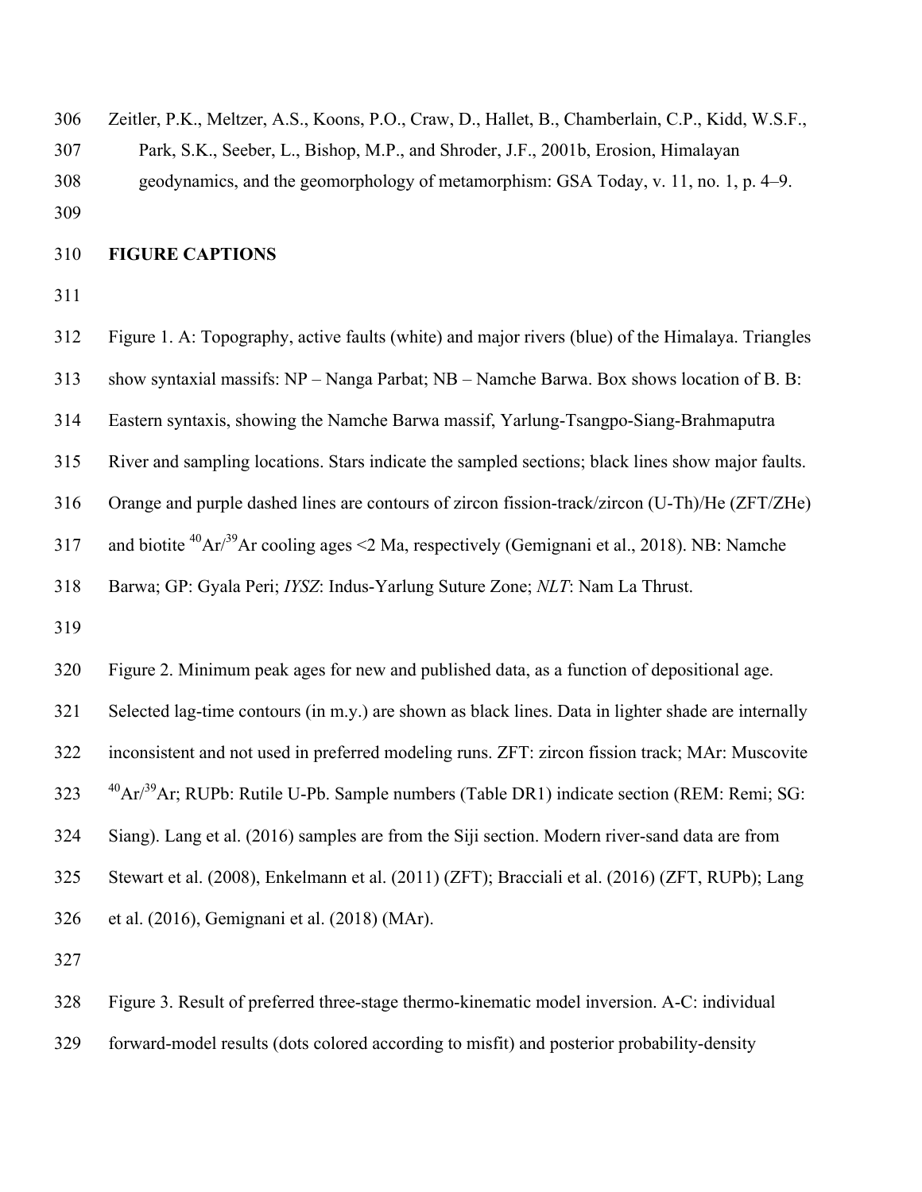Zeitler, P.K., Meltzer, A.S., Koons, P.O., Craw, D., Hallet, B., Chamberlain, C.P., Kidd, W.S.F., Park, S.K., Seeber, L., Bishop, M.P., and Shroder, J.F., 2001b, Erosion, Himalayan geodynamics, and the geomorphology of metamorphism: GSA Today, v. 11, no. 1, p. 4–9.

## FIGURE CAPTIONS

Figure 1. A: Topography, active faults (white) and major rivers (blue) of the Himalaya. Triangles show syntaxial massifs: NP – Nanga Parbat; NB – Namche Barwa. Box shows location of B. B: Eastern syntaxis, showing the Namche Barwa massif, Yarlung-Tsangpo-Siang-Brahmaputra River and sampling locations. Stars indicate the sampled sections; black lines show major faults. Orange and purple dashed lines are contours of zircon fission-track/zircon (U-Th)/He (ZFT/ZHe) and biotite $^{40}Ar/^{39}Ar$ cooling ages <2 Ma, respectively (Gemignani et al., 2018). NB: Namche Barwa; GP: Gyala Peri; *IYSZ*: Indus-Yarlung Suture Zone; *NLT*: Nam La Thrust.

Figure 2. Minimum peak ages for new and published data, as a function of depositional age. Selected lag-time contours (in m.y.) are shown as black lines. Data in lighter shade are internally inconsistent and not used in preferred modeling runs. ZFT: zircon fission track; MAr: Muscovite $^{40}Ar/^{39}Ar$; RUPb: Rutile U-Pb. Sample numbers (Table DR1) indicate section (REM: Remi; SG: Siang). Lang et al. (2016) samples are from the Siji section. Modern river-sand data are from Stewart et al. (2008), Enkelmann et al. (2011) (ZFT); Bracciali et al. (2016) (ZFT, RUPb); Lang et al. (2016), Gemignani et al. (2018) (MAr).

Figure 3. Result of preferred three-stage thermo-kinematic model inversion. A-C: individual forward-model results (dots colored according to misfit) and posterior probability-density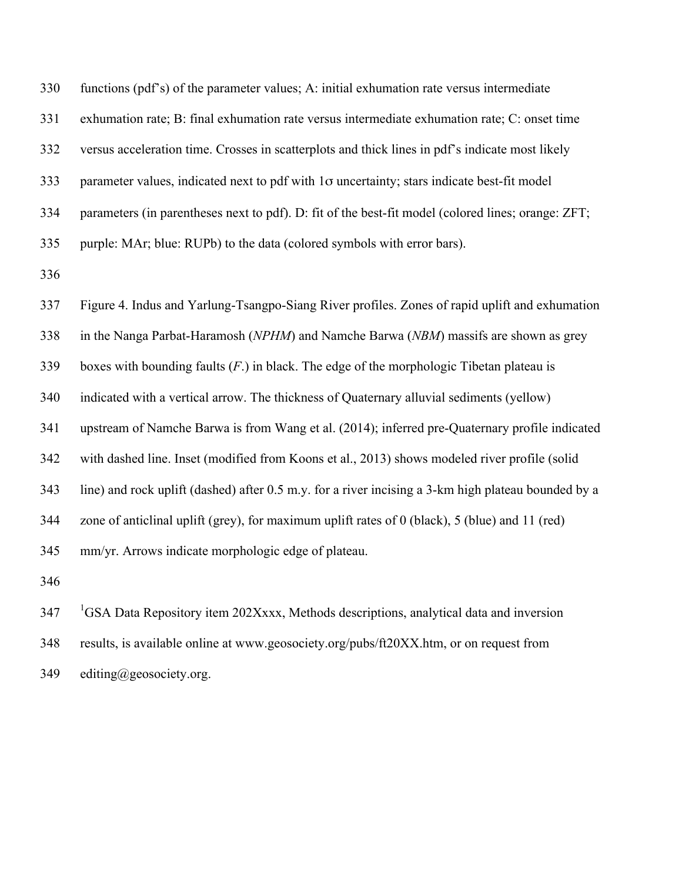functions (pdf's) of the parameter values; A: initial exhumation rate versus intermediate exhumation rate; B: final exhumation rate versus intermediate exhumation rate; C: onset time versus acceleration time. Crosses in scatterplots and thick lines in pdf's indicate most likely parameter values, indicated next to pdf with 1σ uncertainty; stars indicate best-fit model parameters (in parentheses next to pdf). D: fit of the best-fit model (colored lines; orange: ZFT; purple: MAr; blue: RUPb) to the data (colored symbols with error bars).

Figure 4. Indus and Yarlung-Tsangpo-Siang River profiles. Zones of rapid uplift and exhumation in the Nanga Parbat-Haramosh (*NPHM*) and Namche Barwa (*NBM*) massifs are shown as grey boxes with bounding faults (*F.*) in black. The edge of the morphologic Tibetan plateau is indicated with a vertical arrow. The thickness of Quaternary alluvial sediments (yellow) upstream of Namche Barwa is from Wang et al. (2014); inferred pre-Quaternary profile indicated with dashed line. Inset (modified from Koons et al., 2013) shows modeled river profile (solid line) and rock uplift (dashed) after 0.5 m.y. for a river incising a 3-km high plateau bounded by a zone of anticlinal uplift (grey), for maximum uplift rates of 0 (black), 5 (blue) and 11 (red) mm/yr. Arrows indicate morphologic edge of plateau.

[1]GSA Data Repository item 202Xxxx, Methods descriptions, analytical data and inversion results, is available online at www.geosociety.org/pubs/ft20XX.htm, or on request from editing@geosociety.org.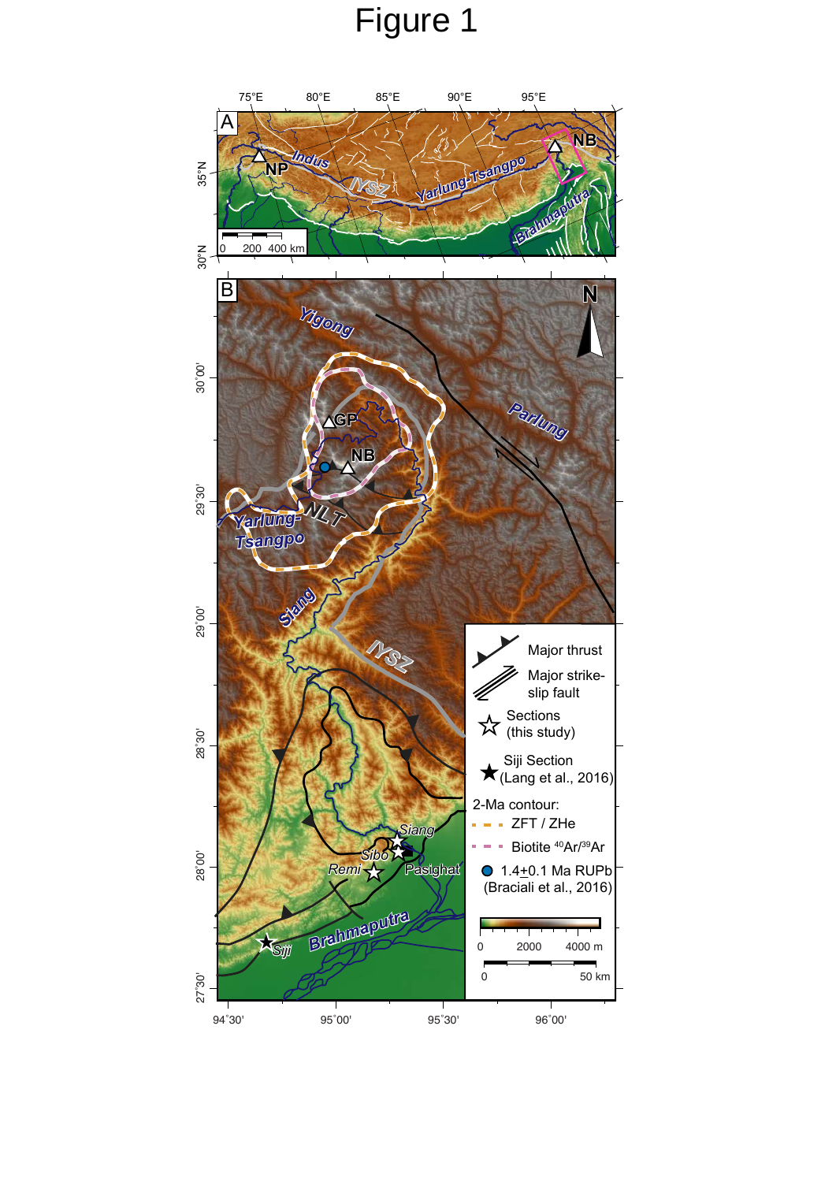# Figure 1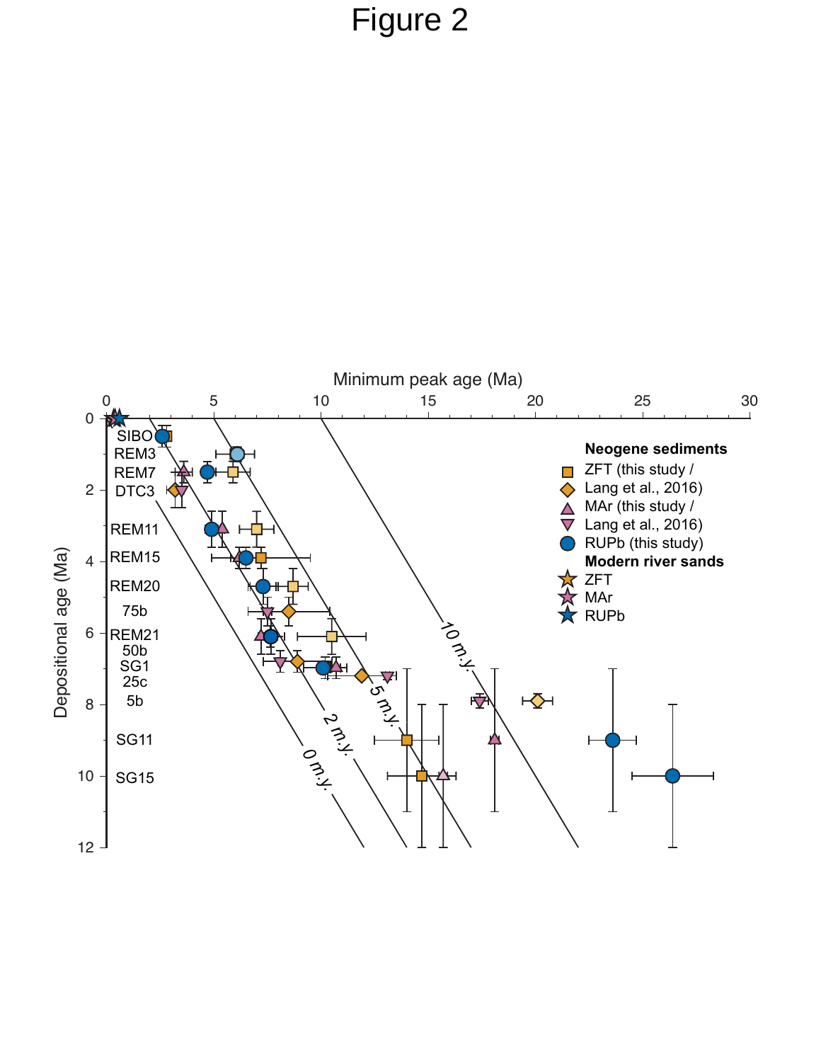# Figure 2

Minimum peak age (Ma)

Depositional age (Ma)

SIBO
REM3
REM7
DTC3
REM11
REM15
REM20
75b
REM21
50b
SG1
25c
5b
SG11
SG15

0 m.y.
2 m.y.
5 m.y.
10 m.y.

**Neogene sediments**
ZFT (this study / Lang et al., 2016)
MAr (this study / Lang et al., 2016)
RUPb (this study)
**Modern river sands**
ZFT
MAr
RUPb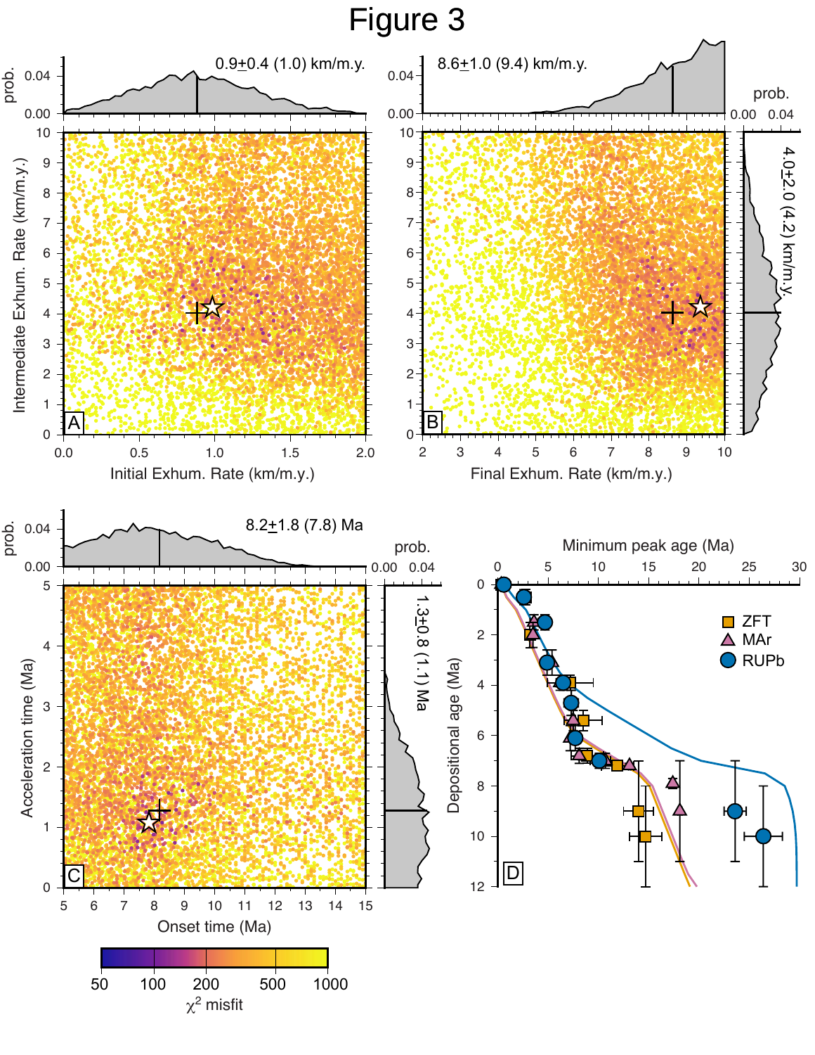# Figure 3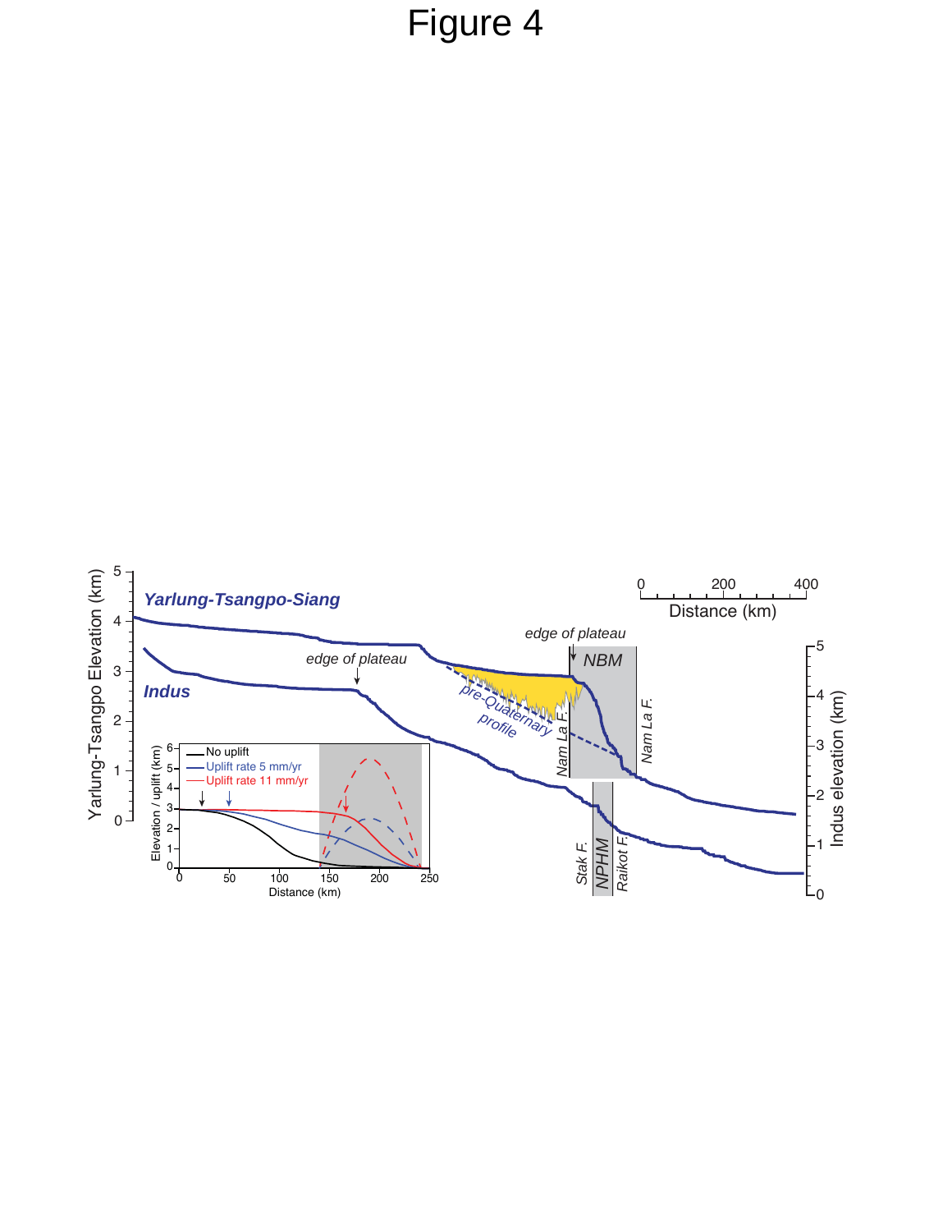# Figure 4

Yarlung-Tsangpo-Siang

Indus

edge of plateau

edge of plateau

NBM

pre-Quaternary profile

Nam La F.

Nam La F.

Stak F.

NPHM

Raikot F.

Yarlung-Tsangpo Elevation (km)

0 1 2 3 4 5

Indus elevation (km)

0 1 2 3 4 5

0 200 400

Distance (km)

Elevation / uplift (km)

0 1 2 3 4 5 6

No uplift

Uplift rate 5 mm/yr

Uplift rate 11 mm/yr

0 50 100 150 200 250

Distance (km)